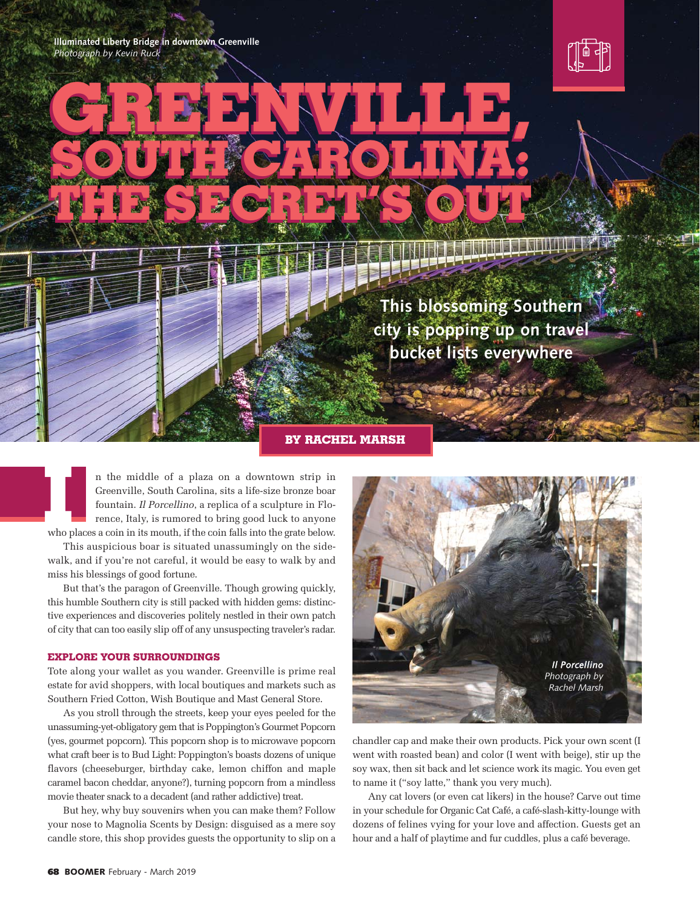Illuminated Liberty Bridge in downtown Greenville
*Photograph by Kevin Ruck*

# GREENVILLE, SOUTH CAROLINA: THE SECRET'S OUT

**This blossoming Southern city is popping up on travel bucket lists everywhere**

**BY RACHEL MARSH**

In the middle of a plaza on a downtown strip in Greenville, South Carolina, sits a life-size bronze boar fountain. *Il Porcellino*, a replica of a sculpture in Florence, Italy, is rumored to bring good luck to anyone who places a coin in its mouth, if the coin falls into the grate below.

This auspicious boar is situated unassumingly on the sidewalk, and if you're not careful, it would be easy to walk by and miss his blessings of good fortune.

But that's the paragon of Greenville. Though growing quickly, this humble Southern city is still packed with hidden gems: distinctive experiences and discoveries politely nestled in their own patch of city that can too easily slip off of any unsuspecting traveler's radar.

### EXPLORE YOUR SURROUNDINGS

Tote along your wallet as you wander. Greenville is prime real estate for avid shoppers, with local boutiques and markets such as Southern Fried Cotton, Wish Boutique and Mast General Store.

As you stroll through the streets, keep your eyes peeled for the unassuming-yet-obligatory gem that is Poppington's Gourmet Popcorn (yes, gourmet popcorn). This popcorn shop is to microwave popcorn what craft beer is to Bud Light: Poppington's boasts dozens of unique flavors (cheeseburger, birthday cake, lemon chiffon and maple caramel bacon cheddar, anyone?), turning popcorn from a mindless movie theater snack to a decadent (and rather addictive) treat.

But hey, why buy souvenirs when you can make them? Follow your nose to Magnolia Scents by Design: disguised as a mere soy candle store, this shop provides guests the opportunity to slip on a chandler cap and make their own products. Pick your own scent (I went with roasted bean) and color (I went with beige), stir up the soy wax, then sit back and let science work its magic. You even get to name it ("soy latte," thank you very much).

*Il Porcellino*
*Photograph by Rachel Marsh*

Any cat lovers (or even cat likers) in the house? Carve out time in your schedule for Organic Cat Café, a café-slash-kitty-lounge with dozens of felines vying for your love and affection. Guests get an hour and a half of playtime and fur cuddles, plus a café beverage.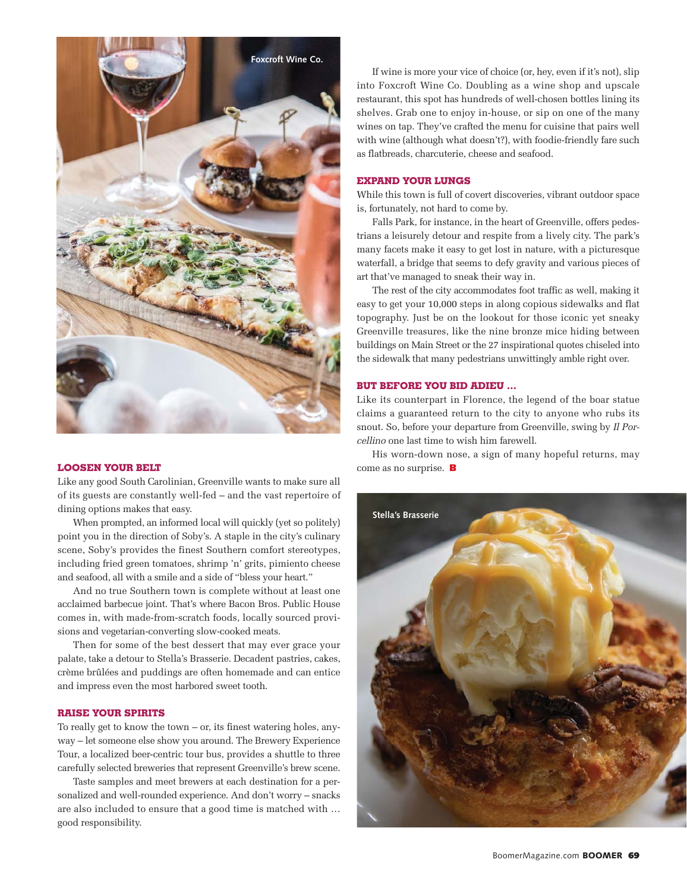Foxcroft Wine Co.

## LOOSEN YOUR BELT

Like any good South Carolinian, Greenville wants to make sure all of its guests are constantly well-fed – and the vast repertoire of dining options makes that easy.

When prompted, an informed local will quickly (yet so politely) point you in the direction of Soby's. A staple in the city's culinary scene, Soby's provides the finest Southern comfort stereotypes, including fried green tomatoes, shrimp 'n' grits, pimiento cheese and seafood, all with a smile and a side of "bless your heart."

And no true Southern town is complete without at least one acclaimed barbecue joint. That's where Bacon Bros. Public House comes in, with made-from-scratch foods, locally sourced provisions and vegetarian-converting slow-cooked meats.

Then for some of the best dessert that may ever grace your palate, take a detour to Stella's Brasserie. Decadent pastries, cakes, crème brûlées and puddings are often homemade and can entice and impress even the most harbored sweet tooth.

## RAISE YOUR SPIRITS

To really get to know the town – or, its finest watering holes, anyway – let someone else show you around. The Brewery Experience Tour, a localized beer-centric tour bus, provides a shuttle to three carefully selected breweries that represent Greenville's brew scene.

Taste samples and meet brewers at each destination for a personalized and well-rounded experience. And don't worry – snacks are also included to ensure that a good time is matched with … good responsibility.

If wine is more your vice of choice (or, hey, even if it's not), slip into Foxcroft Wine Co. Doubling as a wine shop and upscale restaurant, this spot has hundreds of well-chosen bottles lining its shelves. Grab one to enjoy in-house, or sip on one of the many wines on tap. They've crafted the menu for cuisine that pairs well with wine (although what doesn't?), with foodie-friendly fare such as flatbreads, charcuterie, cheese and seafood.

## EXPAND YOUR LUNGS

While this town is full of covert discoveries, vibrant outdoor space is, fortunately, not hard to come by.

Falls Park, for instance, in the heart of Greenville, offers pedestrians a leisurely detour and respite from a lively city. The park's many facets make it easy to get lost in nature, with a picturesque waterfall, a bridge that seems to defy gravity and various pieces of art that've managed to sneak their way in.

The rest of the city accommodates foot traffic as well, making it easy to get your 10,000 steps in along copious sidewalks and flat topography. Just be on the lookout for those iconic yet sneaky Greenville treasures, like the nine bronze mice hiding between buildings on Main Street or the 27 inspirational quotes chiseled into the sidewalk that many pedestrians unwittingly amble right over.

## BUT BEFORE YOU BID ADIEU …

Like its counterpart in Florence, the legend of the boar statue claims a guaranteed return to the city to anyone who rubs its snout. So, before your departure from Greenville, swing by *Il Porcellino* one last time to wish him farewell.

His worn-down nose, a sign of many hopeful returns, may come as no surprise. **B**

Stella's Brasserie